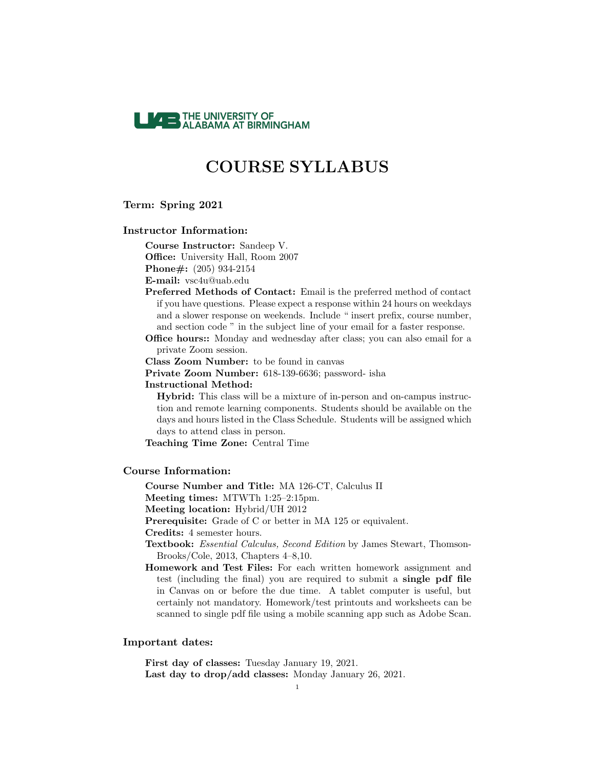THE UNIVERSITY OF ALABAMA AT BIRMINGHAM

# COURSE SYLLABUS

## Term: Spring 2021

## Instructor Information:

**Course Instructor:** Sandeep V.
**Office:** University Hall, Room 2007
**Phone#:** (205) 934-2154
**E-mail:** vsc4u@uab.edu
**Preferred Methods of Contact:** Email is the preferred method of contact if you have questions. Please expect a response within 24 hours on weekdays and a slower response on weekends. Include " insert prefix, course number, and section code " in the subject line of your email for a faster response.
**Office hours::** Monday and wednesday after class; you can also email for a private Zoom session.
**Class Zoom Number:** to be found in canvas
**Private Zoom Number:** 618-139-6636; password- isha
**Instructional Method:**
**Hybrid:** This class will be a mixture of in-person and on-campus instruction and remote learning components. Students should be available on the days and hours listed in the Class Schedule. Students will be assigned which days to attend class in person.
**Teaching Time Zone:** Central Time

## Course Information:

**Course Number and Title:** MA 126-CT, Calculus II
**Meeting times:** MTWTh 1:25–2:15pm.
**Meeting location:** Hybrid/UH 2012
**Prerequisite:** Grade of C or better in MA 125 or equivalent.
**Credits:** 4 semester hours.
**Textbook:** *Essential Calculus, Second Edition* by James Stewart, Thomson-Brooks/Cole, 2013, Chapters 4–8,10.
**Homework and Test Files:** For each written homework assignment and test (including the final) you are required to submit a **single pdf file** in Canvas on or before the due time. A tablet computer is useful, but certainly not mandatory. Homework/test printouts and worksheets can be scanned to single pdf file using a mobile scanning app such as Adobe Scan.

## Important dates:

**First day of classes:** Tuesday January 19, 2021.
**Last day to drop/add classes:** Monday January 26, 2021.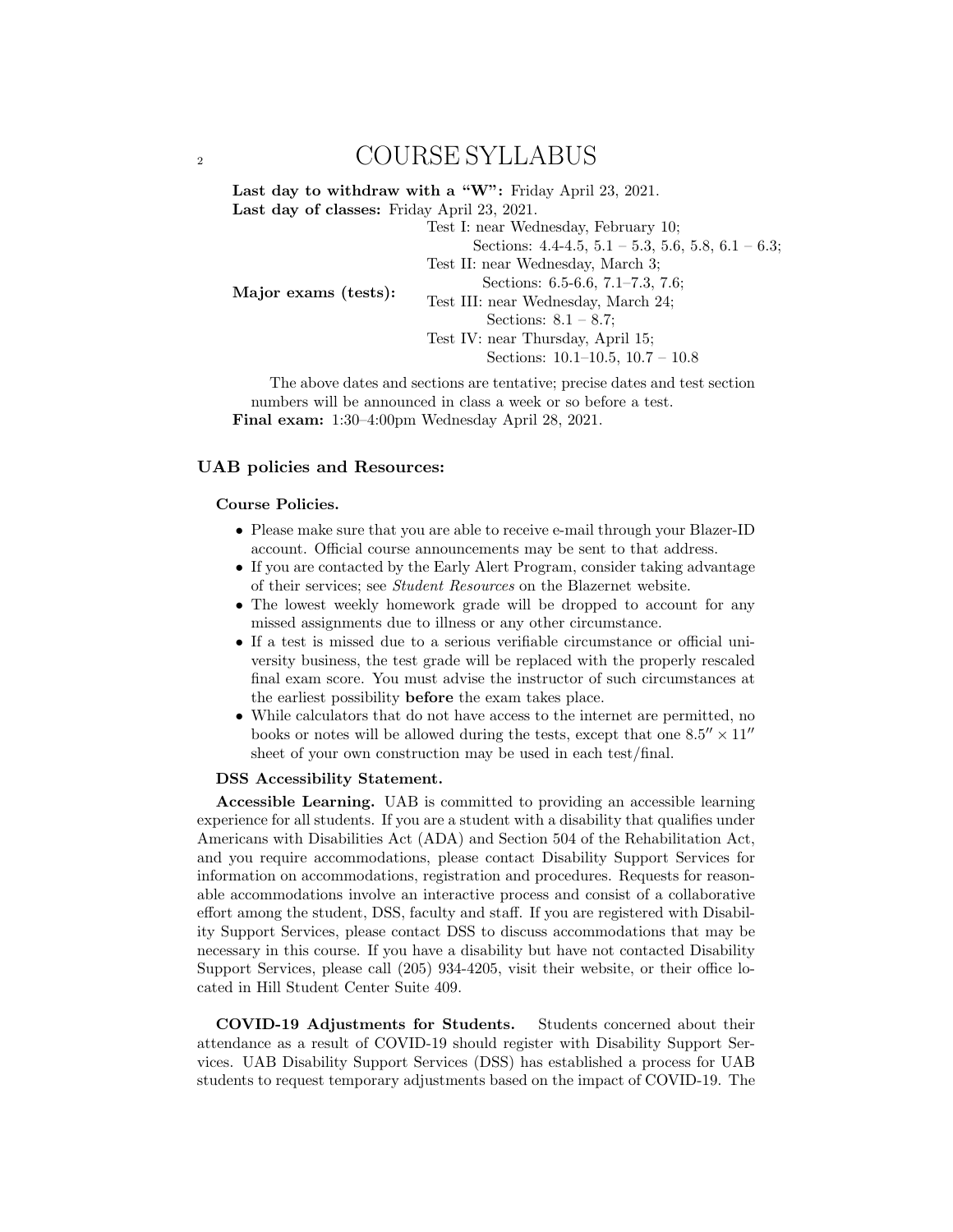# COURSE SYLLABUS

**Last day to withdraw with a "W":** Friday April 23, 2021.
**Last day of classes:** Friday April 23, 2021.

**Major exams (tests):**

- Test I: near Wednesday, February 10;
  Sections: 4.4-4.5, 5.1 – 5.3, 5.6, 5.8, 6.1 – 6.3;
- Test II: near Wednesday, March 3;
  Sections: 6.5-6.6, 7.1–7.3, 7.6;
- Test III: near Wednesday, March 24;
  Sections: 8.1 – 8.7;
- Test IV: near Thursday, April 15;
  Sections: 10.1–10.5, 10.7 – 10.8

The above dates and sections are tentative; precise dates and test section numbers will be announced in class a week or so before a test.

**Final exam:** 1:30–4:00pm Wednesday April 28, 2021.

## UAB policies and Resources:

### Course Policies.

- Please make sure that you are able to receive e-mail through your Blazer-ID account. Official course announcements may be sent to that address.
- If you are contacted by the Early Alert Program, consider taking advantage of their services; see *Student Resources* on the Blazernet website.
- The lowest weekly homework grade will be dropped to account for any missed assignments due to illness or any other circumstance.
- If a test is missed due to a serious verifiable circumstance or official university business, the test grade will be replaced with the properly rescaled final exam score. You must advise the instructor of such circumstances at the earliest possibility **before** the exam takes place.
- While calculators that do not have access to the internet are permitted, no books or notes will be allowed during the tests, except that one $8.5'' \times 11''$ sheet of your own construction may be used in each test/final.

### DSS Accessibility Statement.

**Accessible Learning.** UAB is committed to providing an accessible learning experience for all students. If you are a student with a disability that qualifies under Americans with Disabilities Act (ADA) and Section 504 of the Rehabilitation Act, and you require accommodations, please contact Disability Support Services for information on accommodations, registration and procedures. Requests for reasonable accommodations involve an interactive process and consist of a collaborative effort among the student, DSS, faculty and staff. If you are registered with Disability Support Services, please contact DSS to discuss accommodations that may be necessary in this course. If you have a disability but have not contacted Disability Support Services, please call (205) 934-4205, visit their website, or their office located in Hill Student Center Suite 409.

**COVID-19 Adjustments for Students.** Students concerned about their attendance as a result of COVID-19 should register with Disability Support Services. UAB Disability Support Services (DSS) has established a process for UAB students to request temporary adjustments based on the impact of COVID-19. The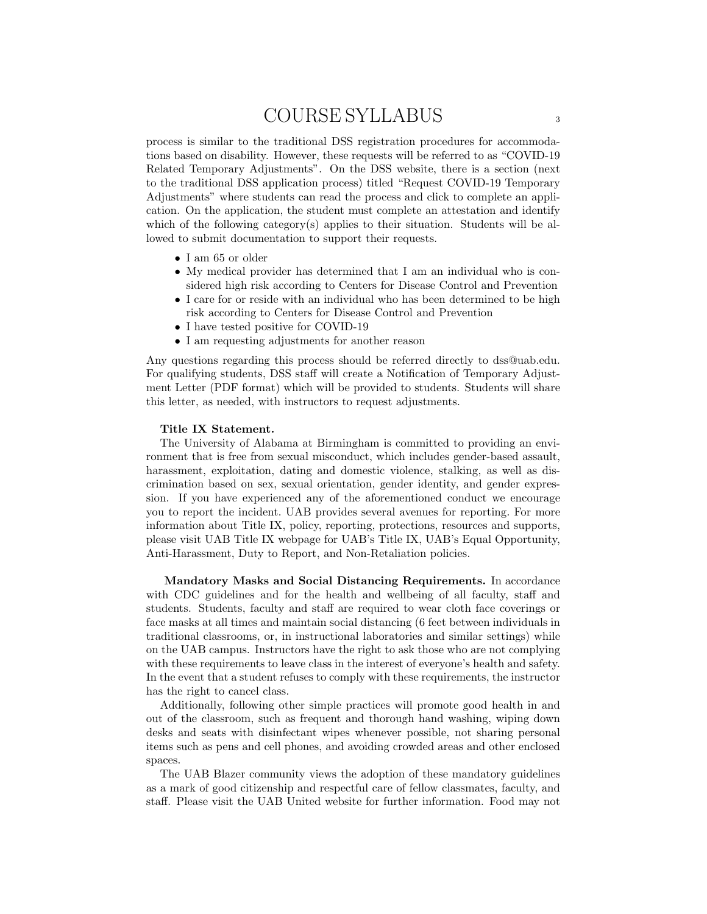process is similar to the traditional DSS registration procedures for accommodations based on disability. However, these requests will be referred to as "COVID-19 Related Temporary Adjustments". On the DSS website, there is a section (next to the traditional DSS application process) titled "Request COVID-19 Temporary Adjustments" where students can read the process and click to complete an application. On the application, the student must complete an attestation and identify which of the following category(s) applies to their situation. Students will be allowed to submit documentation to support their requests.

- I am 65 or older
- My medical provider has determined that I am an individual who is considered high risk according to Centers for Disease Control and Prevention
- I care for or reside with an individual who has been determined to be high risk according to Centers for Disease Control and Prevention
- I have tested positive for COVID-19
- I am requesting adjustments for another reason

Any questions regarding this process should be referred directly to dss@uab.edu. For qualifying students, DSS staff will create a Notification of Temporary Adjustment Letter (PDF format) which will be provided to students. Students will share this letter, as needed, with instructors to request adjustments.

**Title IX Statement.**

The University of Alabama at Birmingham is committed to providing an environment that is free from sexual misconduct, which includes gender-based assault, harassment, exploitation, dating and domestic violence, stalking, as well as discrimination based on sex, sexual orientation, gender identity, and gender expression. If you have experienced any of the aforementioned conduct we encourage you to report the incident. UAB provides several avenues for reporting. For more information about Title IX, policy, reporting, protections, resources and supports, please visit UAB Title IX webpage for UAB's Title IX, UAB's Equal Opportunity, Anti-Harassment, Duty to Report, and Non-Retaliation policies.

**Mandatory Masks and Social Distancing Requirements.** In accordance with CDC guidelines and for the health and wellbeing of all faculty, staff and students. Students, faculty and staff are required to wear cloth face coverings or face masks at all times and maintain social distancing (6 feet between individuals in traditional classrooms, or, in instructional laboratories and similar settings) while on the UAB campus. Instructors have the right to ask those who are not complying with these requirements to leave class in the interest of everyone's health and safety. In the event that a student refuses to comply with these requirements, the instructor has the right to cancel class.

Additionally, following other simple practices will promote good health in and out of the classroom, such as frequent and thorough hand washing, wiping down desks and seats with disinfectant wipes whenever possible, not sharing personal items such as pens and cell phones, and avoiding crowded areas and other enclosed spaces.

The UAB Blazer community views the adoption of these mandatory guidelines as a mark of good citizenship and respectful care of fellow classmates, faculty, and staff. Please visit the UAB United website for further information. Food may not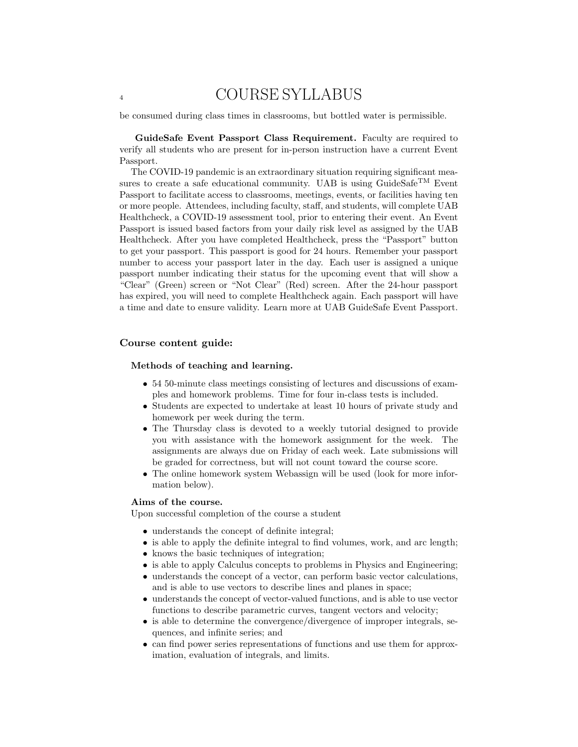be consumed during class times in classrooms, but bottled water is permissible.

**GuideSafe Event Passport Class Requirement.** Faculty are required to verify all students who are present for in-person instruction have a current Event Passport.

The COVID-19 pandemic is an extraordinary situation requiring significant measures to create a safe educational community. UAB is using GuideSafe$^{TM}$ Event Passport to facilitate access to classrooms, meetings, events, or facilities having ten or more people. Attendees, including faculty, staff, and students, will complete UAB Healthcheck, a COVID-19 assessment tool, prior to entering their event. An Event Passport is issued based factors from your daily risk level as assigned by the UAB Healthcheck. After you have completed Healthcheck, press the "Passport" button to get your passport. This passport is good for 24 hours. Remember your passport number to access your passport later in the day. Each user is assigned a unique passport number indicating their status for the upcoming event that will show a "Clear" (Green) screen or "Not Clear" (Red) screen. After the 24-hour passport has expired, you will need to complete Healthcheck again. Each passport will have a time and date to ensure validity. Learn more at UAB GuideSafe Event Passport.

## Course content guide:

### Methods of teaching and learning.

- 54 50-minute class meetings consisting of lectures and discussions of examples and homework problems. Time for four in-class tests is included.
- Students are expected to undertake at least 10 hours of private study and homework per week during the term.
- The Thursday class is devoted to a weekly tutorial designed to provide you with assistance with the homework assignment for the week. The assignments are always due on Friday of each week. Late submissions will be graded for correctness, but will not count toward the course score.
- The online homework system Webassign will be used (look for more information below).

### Aims of the course.

Upon successful completion of the course a student

- understands the concept of definite integral;
- is able to apply the definite integral to find volumes, work, and arc length;
- knows the basic techniques of integration;
- is able to apply Calculus concepts to problems in Physics and Engineering;
- understands the concept of a vector, can perform basic vector calculations, and is able to use vectors to describe lines and planes in space;
- understands the concept of vector-valued functions, and is able to use vector functions to describe parametric curves, tangent vectors and velocity;
- is able to determine the convergence/divergence of improper integrals, sequences, and infinite series; and
- can find power series representations of functions and use them for approximation, evaluation of integrals, and limits.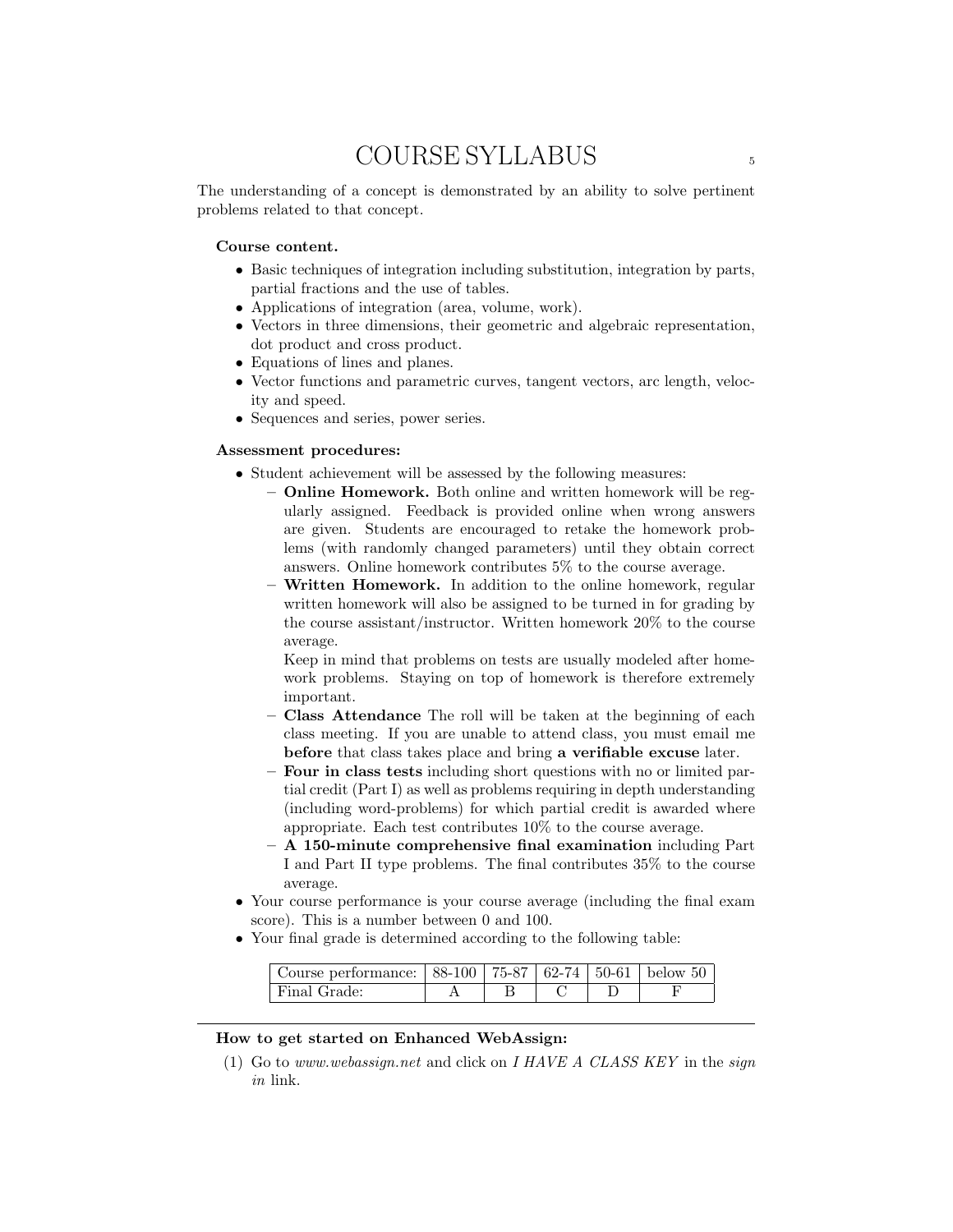The understanding of a concept is demonstrated by an ability to solve pertinent problems related to that concept.

**Course content.**

- Basic techniques of integration including substitution, integration by parts, partial fractions and the use of tables.
- Applications of integration (area, volume, work).
- Vectors in three dimensions, their geometric and algebraic representation, dot product and cross product.
- Equations of lines and planes.
- Vector functions and parametric curves, tangent vectors, arc length, velocity and speed.
- Sequences and series, power series.

**Assessment procedures:**

- Student achievement will be assessed by the following measures:
  - **Online Homework.** Both online and written homework will be regularly assigned. Feedback is provided online when wrong answers are given. Students are encouraged to retake the homework problems (with randomly changed parameters) until they obtain correct answers. Online homework contributes 5% to the course average.
  - **Written Homework.** In addition to the online homework, regular written homework will also be assigned to be turned in for grading by the course assistant/instructor. Written homework 20% to the course average.

    Keep in mind that problems on tests are usually modeled after homework problems. Staying on top of homework is therefore extremely important.
  - **Class Attendance** The roll will be taken at the beginning of each class meeting. If you are unable to attend class, you must email me **before** that class takes place and bring **a verifiable excuse** later.
  - **Four in class tests** including short questions with no or limited partial credit (Part I) as well as problems requiring in depth understanding (including word-problems) for which partial credit is awarded where appropriate. Each test contributes 10% to the course average.
  - **A 150-minute comprehensive final examination** including Part I and Part II type problems. The final contributes 35% to the course average.
- Your course performance is your course average (including the final exam score). This is a number between 0 and 100.
- Your final grade is determined according to the following table:

| Course performance: | 88-100 | 75-87 | 62-74 | 50-61 | below 50 |
|---|---|---|---|---|---|
| Final Grade: | A | B | C | D | F |

---

**How to get started on Enhanced WebAssign:**

(1) Go to *www.webassign.net* and click on *I HAVE A CLASS KEY* in the *sign in* link.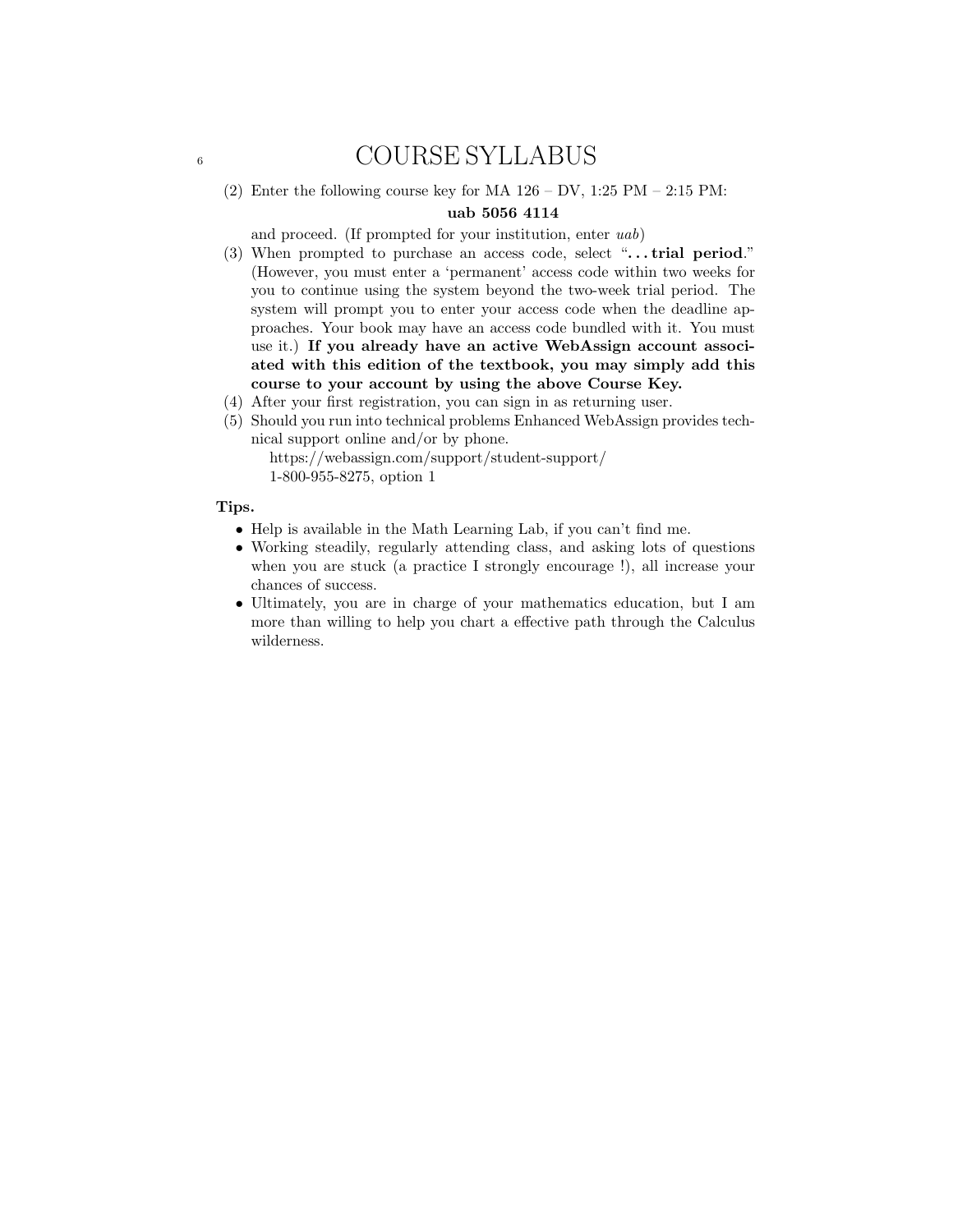(2) Enter the following course key for MA 126 – DV, 1:25 PM – 2:15 PM:

**uab 5056 4114**

and proceed. (If prompted for your institution, enter *uab*)

(3) When prompted to purchase an access code, select "**. . . trial period**." (However, you must enter a 'permanent' access code within two weeks for you to continue using the system beyond the two-week trial period. The system will prompt you to enter your access code when the deadline approaches. Your book may have an access code bundled with it. You must use it.) **If you already have an active WebAssign account associated with this edition of the textbook, you may simply add this course to your account by using the above Course Key.**

(4) After your first registration, you can sign in as returning user.

(5) Should you run into technical problems Enhanced WebAssign provides technical support online and/or by phone.
https://webassign.com/support/student-support/
1-800-955-8275, option 1

**Tips.**

- Help is available in the Math Learning Lab, if you can't find me.
- Working steadily, regularly attending class, and asking lots of questions when you are stuck (a practice I strongly encourage !), all increase your chances of success.
- Ultimately, you are in charge of your mathematics education, but I am more than willing to help you chart a effective path through the Calculus wilderness.